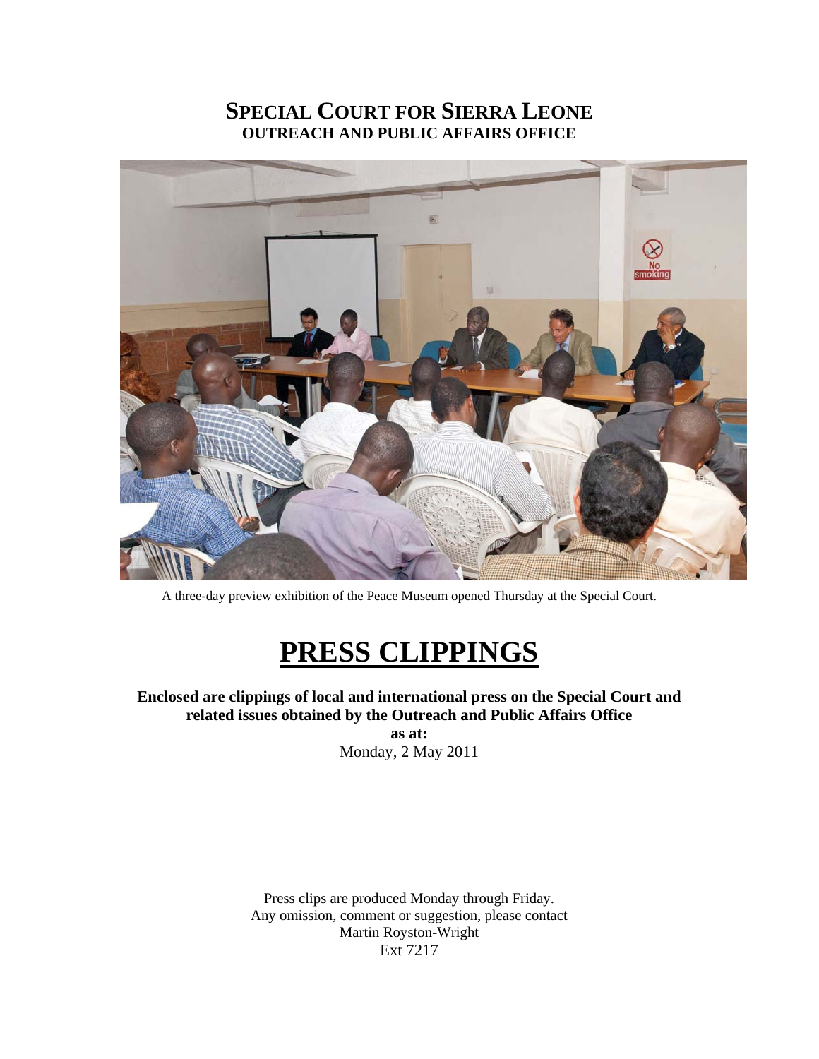# SPECIAL COURT FOR SIERRA LEONE
## OUTREACH AND PUBLIC AFFAIRS OFFICE

A three-day preview exhibition of the Peace Museum opened Thursday at the Special Court.

# PRESS CLIPPINGS

**Enclosed are clippings of local and international press on the Special Court and related issues obtained by the Outreach and Public Affairs Office**

**as at:**

Monday, 2 May 2011

Press clips are produced Monday through Friday.
Any omission, comment or suggestion, please contact
Martin Royston-Wright
Ext 7217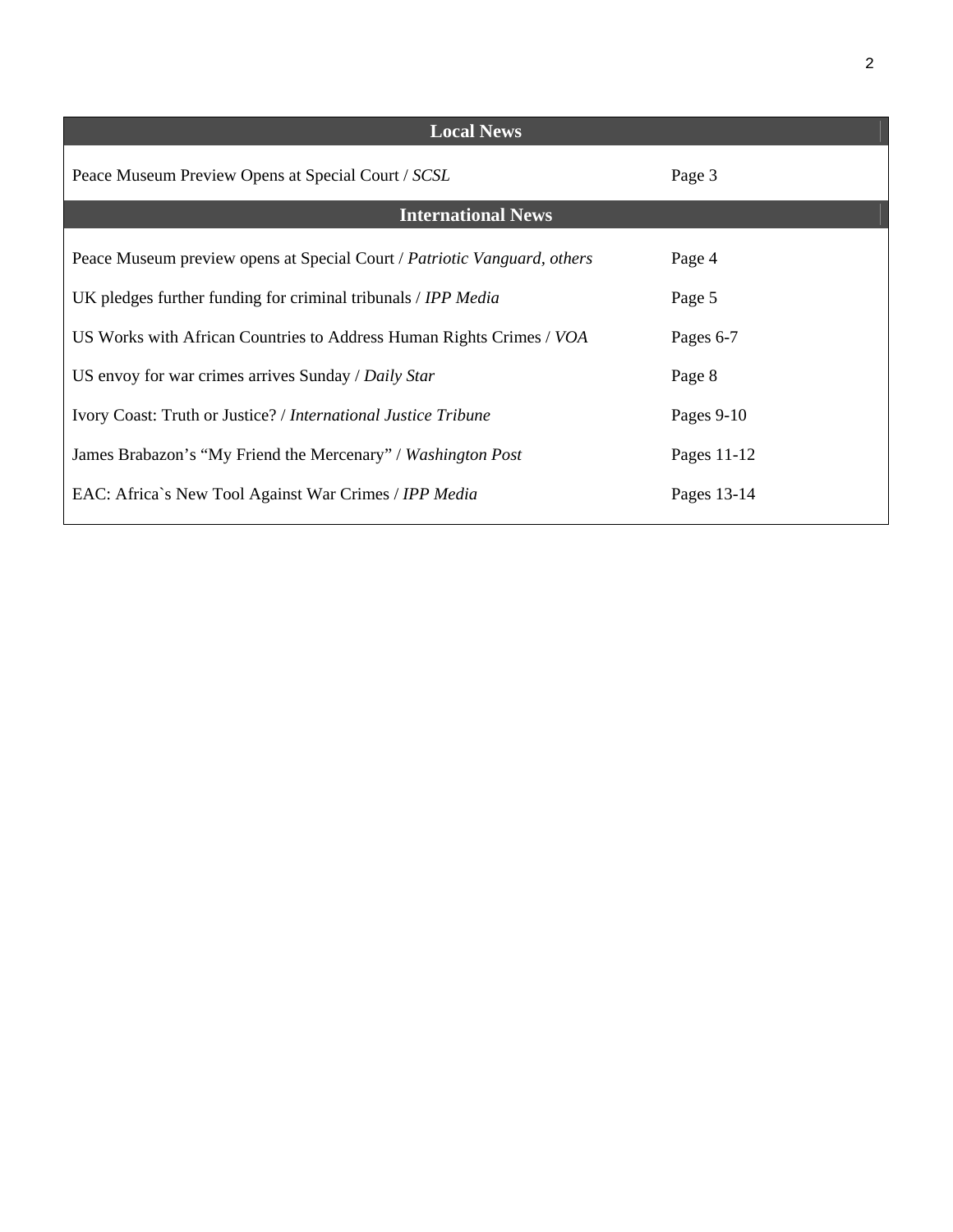| Local News | |
|---|---|
| Peace Museum Preview Opens at Special Court / *SCSL* | Page 3 |
| **International News** | |
| Peace Museum preview opens at Special Court / *Patriotic Vanguard, others* | Page 4 |
| UK pledges further funding for criminal tribunals / *IPP Media* | Page 5 |
| US Works with African Countries to Address Human Rights Crimes / *VOA* | Pages 6-7 |
| US envoy for war crimes arrives Sunday / *Daily Star* | Page 8 |
| Ivory Coast: Truth or Justice? / *International Justice Tribune* | Pages 9-10 |
| James Brabazon's "My Friend the Mercenary" / *Washington Post* | Pages 11-12 |
| EAC: Africa`s New Tool Against War Crimes / *IPP Media* | Pages 13-14 |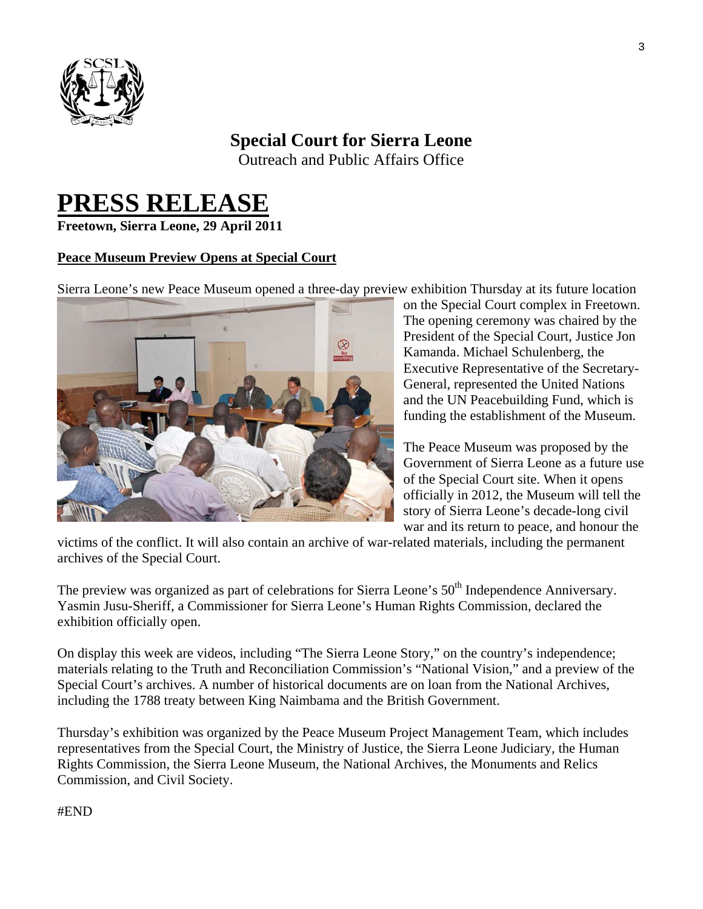**Special Court for Sierra Leone**
Outreach and Public Affairs Office

# PRESS RELEASE

**Freetown, Sierra Leone, 29 April 2011**

**Peace Museum Preview Opens at Special Court**

Sierra Leone's new Peace Museum opened a three-day preview exhibition Thursday at its future location on the Special Court complex in Freetown. The opening ceremony was chaired by the President of the Special Court, Justice Jon Kamanda. Michael Schulenberg, the Executive Representative of the Secretary-General, represented the United Nations and the UN Peacebuilding Fund, which is funding the establishment of the Museum.

The Peace Museum was proposed by the Government of Sierra Leone as a future use of the Special Court site. When it opens officially in 2012, the Museum will tell the story of Sierra Leone's decade-long civil war and its return to peace, and honour the victims of the conflict. It will also contain an archive of war-related materials, including the permanent archives of the Special Court.

The preview was organized as part of celebrations for Sierra Leone's 50th Independence Anniversary. Yasmin Jusu-Sheriff, a Commissioner for Sierra Leone's Human Rights Commission, declared the exhibition officially open.

On display this week are videos, including "The Sierra Leone Story," on the country's independence; materials relating to the Truth and Reconciliation Commission's "National Vision," and a preview of the Special Court's archives. A number of historical documents are on loan from the National Archives, including the 1788 treaty between King Naimbama and the British Government.

Thursday's exhibition was organized by the Peace Museum Project Management Team, which includes representatives from the Special Court, the Ministry of Justice, the Sierra Leone Judiciary, the Human Rights Commission, the Sierra Leone Museum, the National Archives, the Monuments and Relics Commission, and Civil Society.

#END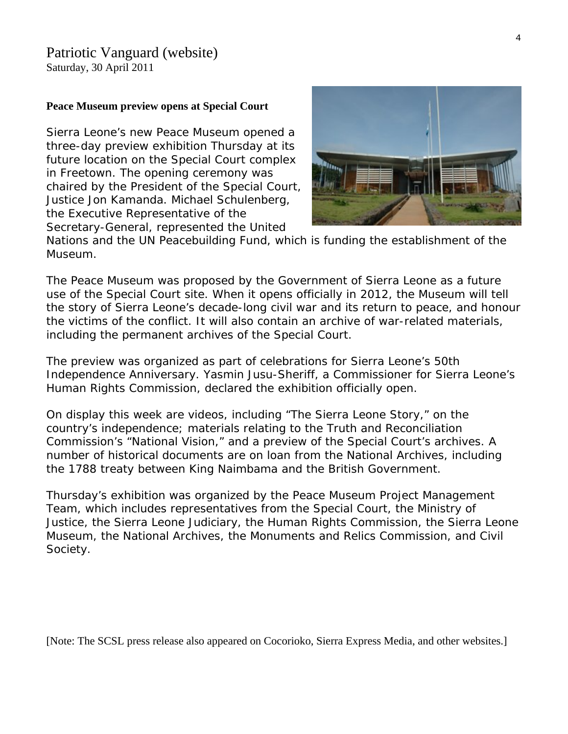Patriotic Vanguard (website)
Saturday, 30 April 2011

**Peace Museum preview opens at Special Court**

Sierra Leone's new Peace Museum opened a three-day preview exhibition Thursday at its future location on the Special Court complex in Freetown. The opening ceremony was chaired by the President of the Special Court, Justice Jon Kamanda. Michael Schulenberg, the Executive Representative of the Secretary-General, represented the United Nations and the UN Peacebuilding Fund, which is funding the establishment of the Museum.

The Peace Museum was proposed by the Government of Sierra Leone as a future use of the Special Court site. When it opens officially in 2012, the Museum will tell the story of Sierra Leone's decade-long civil war and its return to peace, and honour the victims of the conflict. It will also contain an archive of war-related materials, including the permanent archives of the Special Court.

The preview was organized as part of celebrations for Sierra Leone's 50th Independence Anniversary. Yasmin Jusu-Sheriff, a Commissioner for Sierra Leone's Human Rights Commission, declared the exhibition officially open.

On display this week are videos, including "The Sierra Leone Story," on the country's independence; materials relating to the Truth and Reconciliation Commission's "National Vision," and a preview of the Special Court's archives. A number of historical documents are on loan from the National Archives, including the 1788 treaty between King Naimbama and the British Government.

Thursday's exhibition was organized by the Peace Museum Project Management Team, which includes representatives from the Special Court, the Ministry of Justice, the Sierra Leone Judiciary, the Human Rights Commission, the Sierra Leone Museum, the National Archives, the Monuments and Relics Commission, and Civil Society.

[Note: The SCSL press release also appeared on Cocorioko, Sierra Express Media, and other websites.]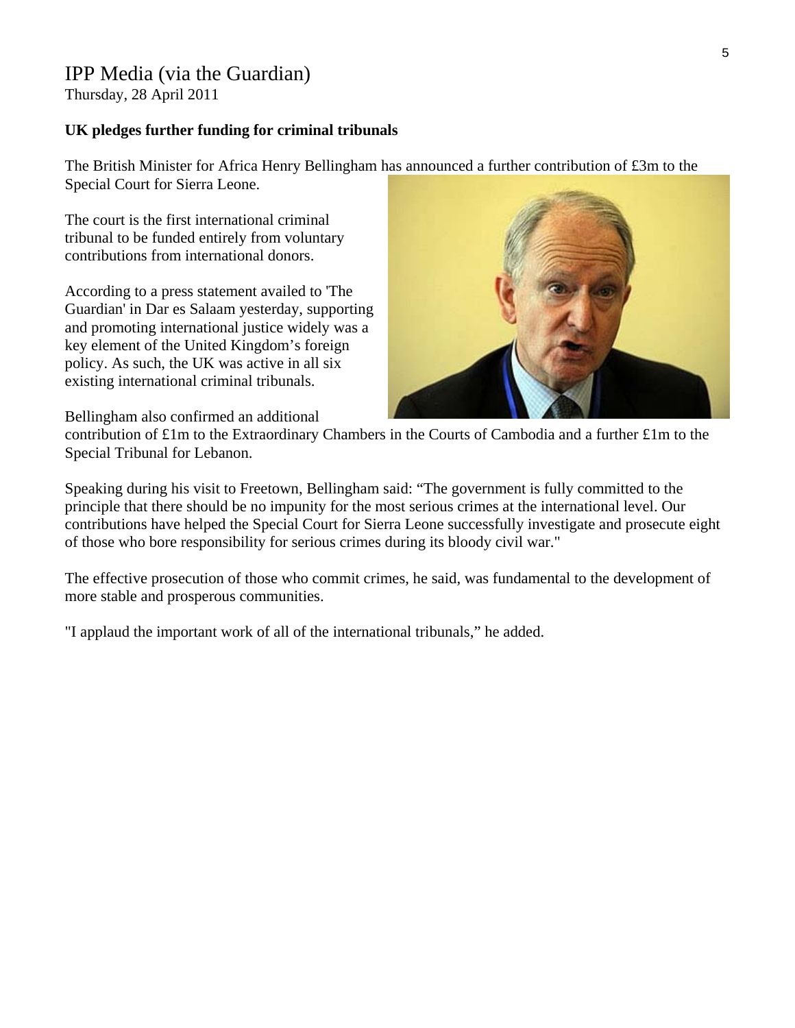# IPP Media (via the Guardian)

Thursday, 28 April 2011

**UK pledges further funding for criminal tribunals**

The British Minister for Africa Henry Bellingham has announced a further contribution of £3m to the Special Court for Sierra Leone.

The court is the first international criminal tribunal to be funded entirely from voluntary contributions from international donors.

According to a press statement availed to 'The Guardian' in Dar es Salaam yesterday, supporting and promoting international justice widely was a key element of the United Kingdom's foreign policy. As such, the UK was active in all six existing international criminal tribunals.

Bellingham also confirmed an additional contribution of £1m to the Extraordinary Chambers in the Courts of Cambodia and a further £1m to the Special Tribunal for Lebanon.

Speaking during his visit to Freetown, Bellingham said: "The government is fully committed to the principle that there should be no impunity for the most serious crimes at the international level. Our contributions have helped the Special Court for Sierra Leone successfully investigate and prosecute eight of those who bore responsibility for serious crimes during its bloody civil war."

The effective prosecution of those who commit crimes, he said, was fundamental to the development of more stable and prosperous communities.

"I applaud the important work of all of the international tribunals," he added.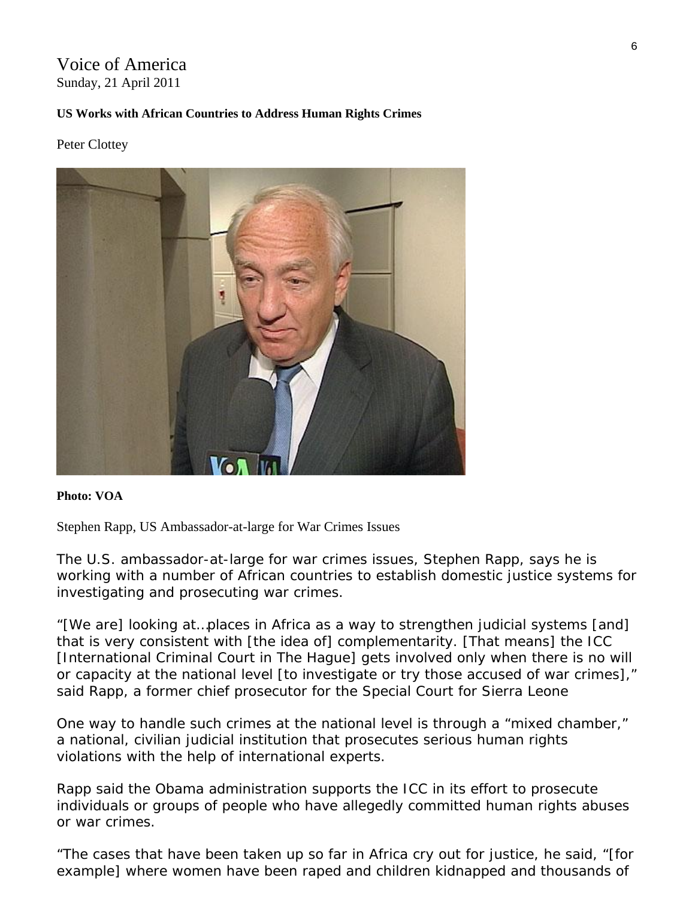Voice of America
Sunday, 21 April 2011

**US Works with African Countries to Address Human Rights Crimes**

Peter Clottey

**Photo: VOA**

Stephen Rapp, US Ambassador-at-large for War Crimes Issues

The U.S. ambassador-at-large for war crimes issues, Stephen Rapp, says he is working with a number of African countries to establish domestic justice systems for investigating and prosecuting war crimes.

"[We are] looking at…places in Africa as a way to strengthen judicial systems [and] that is very consistent with [the idea of] complementarity. [That means] the ICC [International Criminal Court in The Hague] gets involved only when there is no will or capacity at the national level [to investigate or try those accused of war crimes]," said Rapp, a former chief prosecutor for the Special Court for Sierra Leone

One way to handle such crimes at the national level is through a "mixed chamber," a national, civilian judicial institution that prosecutes serious human rights violations with the help of international experts.

Rapp said the Obama administration supports the ICC in its effort to prosecute individuals or groups of people who have allegedly committed human rights abuses or war crimes.

"The cases that have been taken up so far in Africa cry out for justice, he said, "[for example] where women have been raped and children kidnapped and thousands of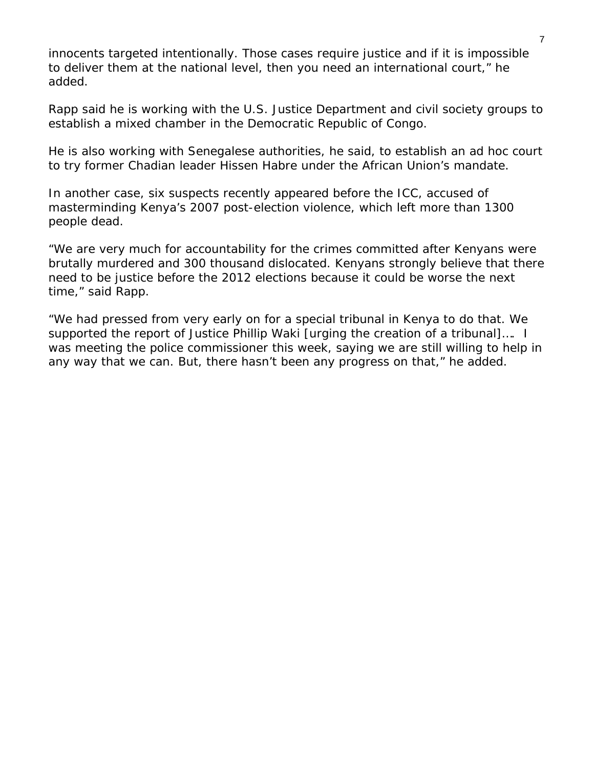innocents targeted intentionally. Those cases require justice and if it is impossible to deliver them at the national level, then you need an international court," he added.

Rapp said he is working with the U.S. Justice Department and civil society groups to establish a mixed chamber in the Democratic Republic of Congo.

He is also working with Senegalese authorities, he said, to establish an ad hoc court to try former Chadian leader Hissen Habre under the African Union's mandate.

In another case, six suspects recently appeared before the ICC, accused of masterminding Kenya's 2007 post-election violence, which left more than 1300 people dead.

"We are very much for accountability for the crimes committed after Kenyans were brutally murdered and 300 thousand dislocated. Kenyans strongly believe that there need to be justice before the 2012 elections because it could be worse the next time," said Rapp.

"We had pressed from very early on for a special tribunal in Kenya to do that. We supported the report of Justice Phillip Waki [urging the creation of a tribunal]…. I was meeting the police commissioner this week, saying we are still willing to help in any way that we can. But, there hasn't been any progress on that," he added.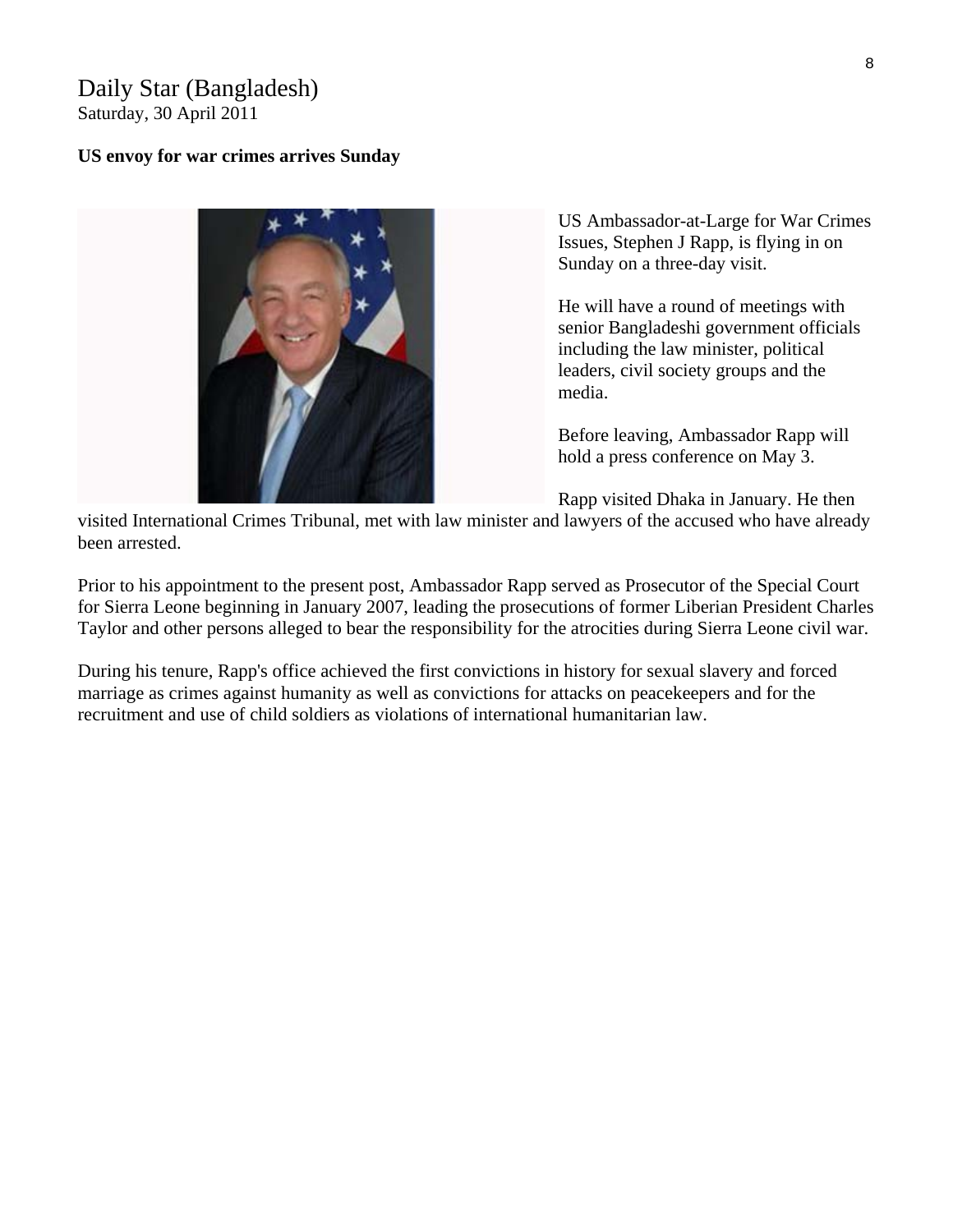Daily Star (Bangladesh)
Saturday, 30 April 2011

**US envoy for war crimes arrives Sunday**

US Ambassador-at-Large for War Crimes Issues, Stephen J Rapp, is flying in on Sunday on a three-day visit.

He will have a round of meetings with senior Bangladeshi government officials including the law minister, political leaders, civil society groups and the media.

Before leaving, Ambassador Rapp will hold a press conference on May 3.

Rapp visited Dhaka in January. He then visited International Crimes Tribunal, met with law minister and lawyers of the accused who have already been arrested.

Prior to his appointment to the present post, Ambassador Rapp served as Prosecutor of the Special Court for Sierra Leone beginning in January 2007, leading the prosecutions of former Liberian President Charles Taylor and other persons alleged to bear the responsibility for the atrocities during Sierra Leone civil war.

During his tenure, Rapp's office achieved the first convictions in history for sexual slavery and forced marriage as crimes against humanity as well as convictions for attacks on peacekeepers and for the recruitment and use of child soldiers as violations of international humanitarian law.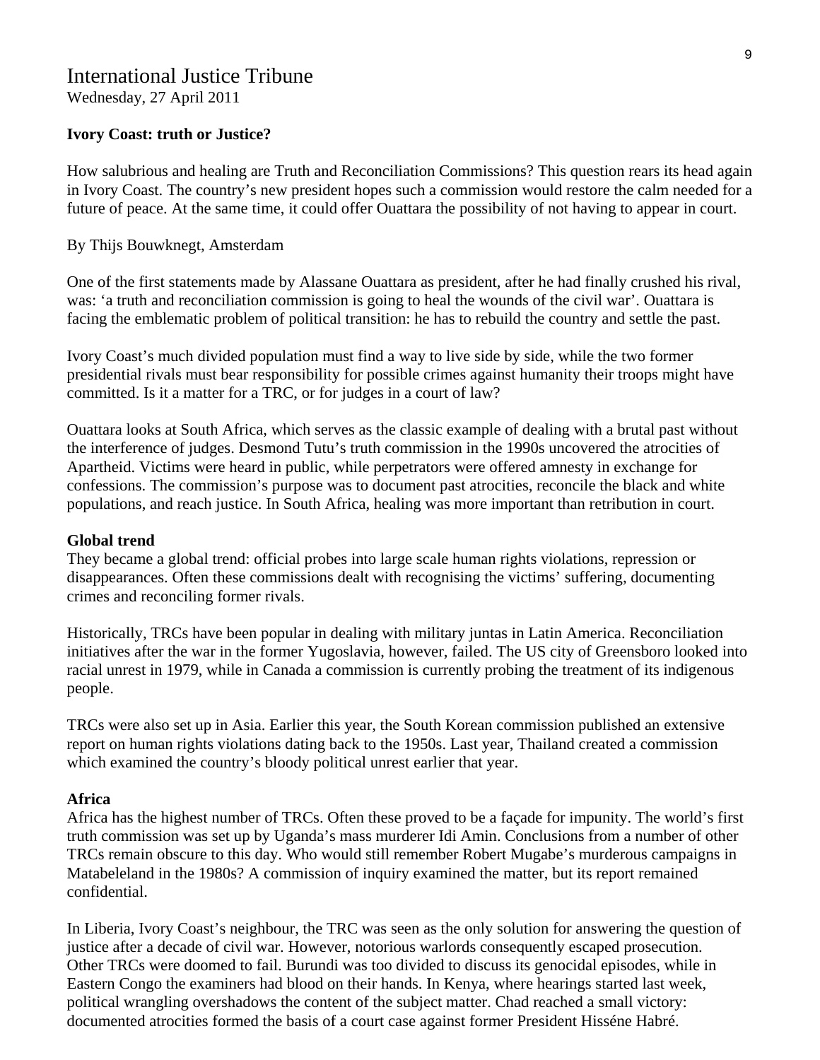# International Justice Tribune

Wednesday, 27 April 2011

**Ivory Coast: truth or Justice?**

How salubrious and healing are Truth and Reconciliation Commissions? This question rears its head again in Ivory Coast. The country's new president hopes such a commission would restore the calm needed for a future of peace. At the same time, it could offer Ouattara the possibility of not having to appear in court.

By Thijs Bouwknegt, Amsterdam

One of the first statements made by Alassane Ouattara as president, after he had finally crushed his rival, was: 'a truth and reconciliation commission is going to heal the wounds of the civil war'. Ouattara is facing the emblematic problem of political transition: he has to rebuild the country and settle the past.

Ivory Coast's much divided population must find a way to live side by side, while the two former presidential rivals must bear responsibility for possible crimes against humanity their troops might have committed. Is it a matter for a TRC, or for judges in a court of law?

Ouattara looks at South Africa, which serves as the classic example of dealing with a brutal past without the interference of judges. Desmond Tutu's truth commission in the 1990s uncovered the atrocities of Apartheid. Victims were heard in public, while perpetrators were offered amnesty in exchange for confessions. The commission's purpose was to document past atrocities, reconcile the black and white populations, and reach justice. In South Africa, healing was more important than retribution in court.

**Global trend**

They became a global trend: official probes into large scale human rights violations, repression or disappearances. Often these commissions dealt with recognising the victims' suffering, documenting crimes and reconciling former rivals.

Historically, TRCs have been popular in dealing with military juntas in Latin America. Reconciliation initiatives after the war in the former Yugoslavia, however, failed. The US city of Greensboro looked into racial unrest in 1979, while in Canada a commission is currently probing the treatment of its indigenous people.

TRCs were also set up in Asia. Earlier this year, the South Korean commission published an extensive report on human rights violations dating back to the 1950s. Last year, Thailand created a commission which examined the country's bloody political unrest earlier that year.

**Africa**

Africa has the highest number of TRCs. Often these proved to be a façade for impunity. The world's first truth commission was set up by Uganda's mass murderer Idi Amin. Conclusions from a number of other TRCs remain obscure to this day. Who would still remember Robert Mugabe's murderous campaigns in Matabeleland in the 1980s? A commission of inquiry examined the matter, but its report remained confidential.

In Liberia, Ivory Coast's neighbour, the TRC was seen as the only solution for answering the question of justice after a decade of civil war. However, notorious warlords consequently escaped prosecution. Other TRCs were doomed to fail. Burundi was too divided to discuss its genocidal episodes, while in Eastern Congo the examiners had blood on their hands. In Kenya, where hearings started last week, political wrangling overshadows the content of the subject matter. Chad reached a small victory: documented atrocities formed the basis of a court case against former President Hisséne Habré.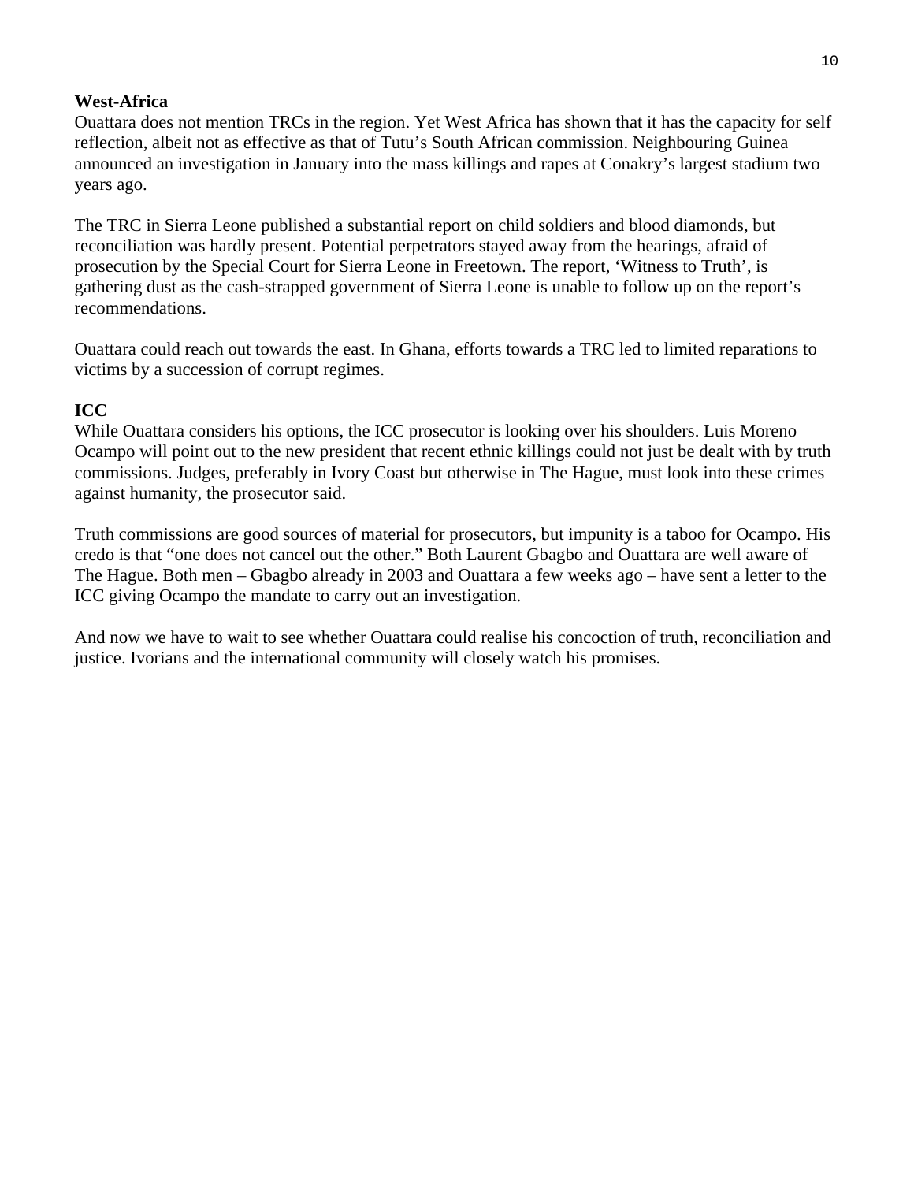**West-Africa**

Ouattara does not mention TRCs in the region. Yet West Africa has shown that it has the capacity for self reflection, albeit not as effective as that of Tutu's South African commission. Neighbouring Guinea announced an investigation in January into the mass killings and rapes at Conakry's largest stadium two years ago.

The TRC in Sierra Leone published a substantial report on child soldiers and blood diamonds, but reconciliation was hardly present. Potential perpetrators stayed away from the hearings, afraid of prosecution by the Special Court for Sierra Leone in Freetown. The report, 'Witness to Truth', is gathering dust as the cash-strapped government of Sierra Leone is unable to follow up on the report's recommendations.

Ouattara could reach out towards the east. In Ghana, efforts towards a TRC led to limited reparations to victims by a succession of corrupt regimes.

**ICC**

While Ouattara considers his options, the ICC prosecutor is looking over his shoulders. Luis Moreno Ocampo will point out to the new president that recent ethnic killings could not just be dealt with by truth commissions. Judges, preferably in Ivory Coast but otherwise in The Hague, must look into these crimes against humanity, the prosecutor said.

Truth commissions are good sources of material for prosecutors, but impunity is a taboo for Ocampo. His credo is that "one does not cancel out the other." Both Laurent Gbagbo and Ouattara are well aware of The Hague. Both men – Gbagbo already in 2003 and Ouattara a few weeks ago – have sent a letter to the ICC giving Ocampo the mandate to carry out an investigation.

And now we have to wait to see whether Ouattara could realise his concoction of truth, reconciliation and justice. Ivorians and the international community will closely watch his promises.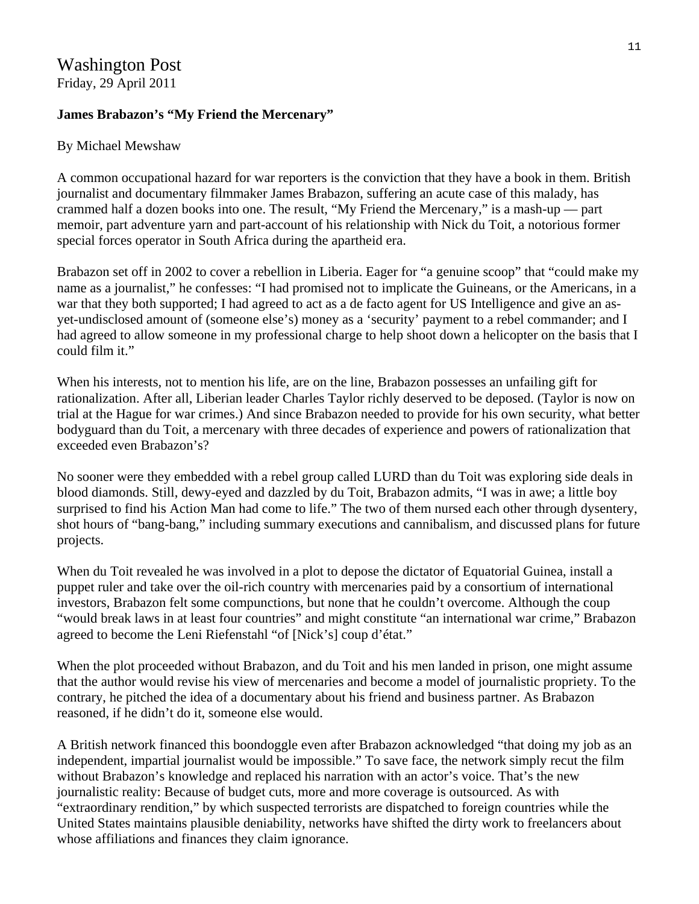# Washington Post

Friday, 29 April 2011

**James Brabazon's "My Friend the Mercenary"**

By Michael Mewshaw

A common occupational hazard for war reporters is the conviction that they have a book in them. British journalist and documentary filmmaker James Brabazon, suffering an acute case of this malady, has crammed half a dozen books into one. The result, "My Friend the Mercenary," is a mash-up — part memoir, part adventure yarn and part-account of his relationship with Nick du Toit, a notorious former special forces operator in South Africa during the apartheid era.

Brabazon set off in 2002 to cover a rebellion in Liberia. Eager for "a genuine scoop" that "could make my name as a journalist," he confesses: "I had promised not to implicate the Guineans, or the Americans, in a war that they both supported; I had agreed to act as a de facto agent for US Intelligence and give an as-yet-undisclosed amount of (someone else's) money as a 'security' payment to a rebel commander; and I had agreed to allow someone in my professional charge to help shoot down a helicopter on the basis that I could film it."

When his interests, not to mention his life, are on the line, Brabazon possesses an unfailing gift for rationalization. After all, Liberian leader Charles Taylor richly deserved to be deposed. (Taylor is now on trial at the Hague for war crimes.) And since Brabazon needed to provide for his own security, what better bodyguard than du Toit, a mercenary with three decades of experience and powers of rationalization that exceeded even Brabazon's?

No sooner were they embedded with a rebel group called LURD than du Toit was exploring side deals in blood diamonds. Still, dewy-eyed and dazzled by du Toit, Brabazon admits, "I was in awe; a little boy surprised to find his Action Man had come to life." The two of them nursed each other through dysentery, shot hours of "bang-bang," including summary executions and cannibalism, and discussed plans for future projects.

When du Toit revealed he was involved in a plot to depose the dictator of Equatorial Guinea, install a puppet ruler and take over the oil-rich country with mercenaries paid by a consortium of international investors, Brabazon felt some compunctions, but none that he couldn't overcome. Although the coup "would break laws in at least four countries" and might constitute "an international war crime," Brabazon agreed to become the Leni Riefenstahl "of [Nick's] coup d'état."

When the plot proceeded without Brabazon, and du Toit and his men landed in prison, one might assume that the author would revise his view of mercenaries and become a model of journalistic propriety. To the contrary, he pitched the idea of a documentary about his friend and business partner. As Brabazon reasoned, if he didn't do it, someone else would.

A British network financed this boondoggle even after Brabazon acknowledged "that doing my job as an independent, impartial journalist would be impossible." To save face, the network simply recut the film without Brabazon's knowledge and replaced his narration with an actor's voice. That's the new journalistic reality: Because of budget cuts, more and more coverage is outsourced. As with "extraordinary rendition," by which suspected terrorists are dispatched to foreign countries while the United States maintains plausible deniability, networks have shifted the dirty work to freelancers about whose affiliations and finances they claim ignorance.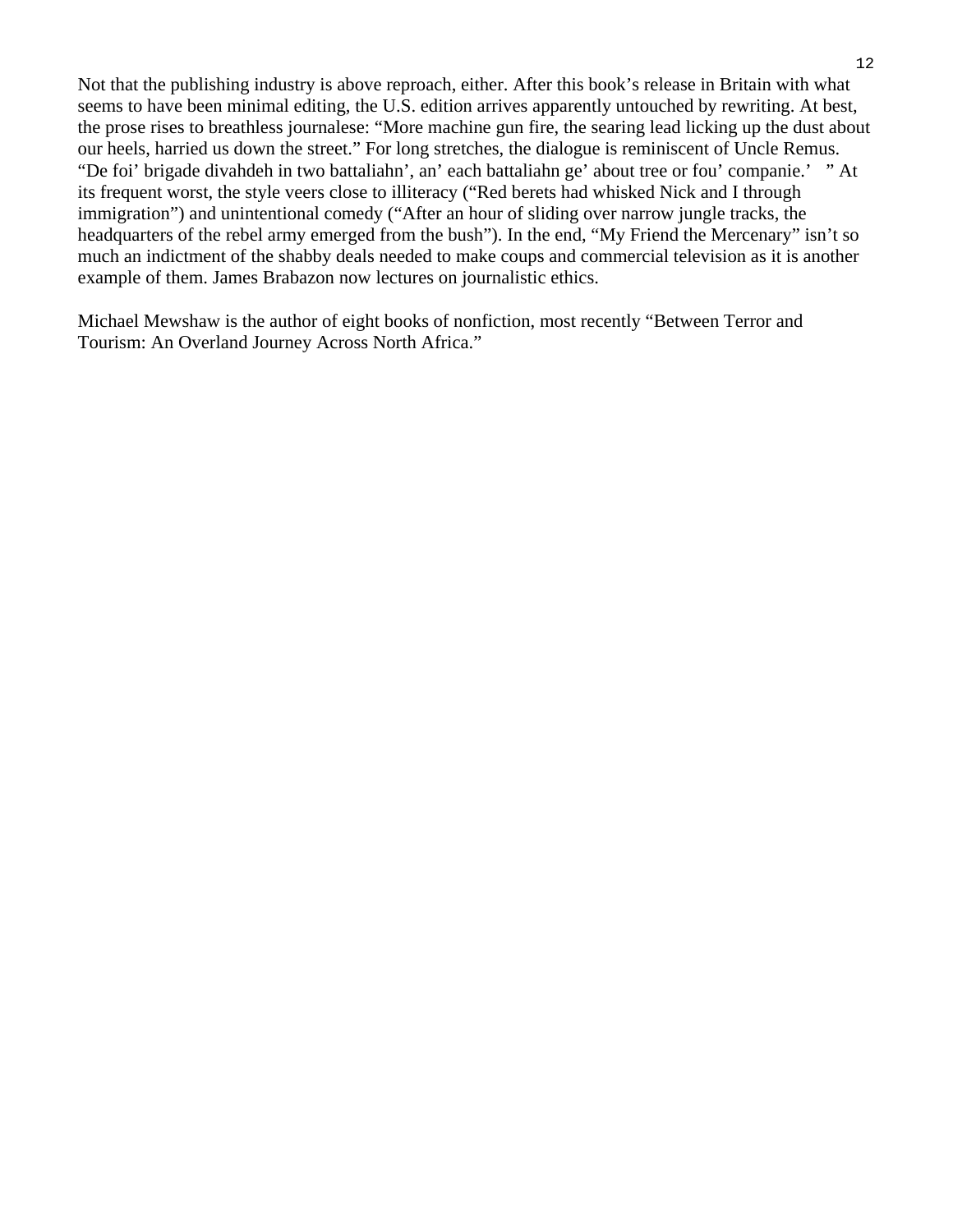Not that the publishing industry is above reproach, either. After this book's release in Britain with what seems to have been minimal editing, the U.S. edition arrives apparently untouched by rewriting. At best, the prose rises to breathless journalese: "More machine gun fire, the searing lead licking up the dust about our heels, harried us down the street." For long stretches, the dialogue is reminiscent of Uncle Remus. "De foi' brigade divahdeh in two battaliahn', an' each battaliahn ge' about tree or fou' companie.' " At its frequent worst, the style veers close to illiteracy ("Red berets had whisked Nick and I through immigration") and unintentional comedy ("After an hour of sliding over narrow jungle tracks, the headquarters of the rebel army emerged from the bush"). In the end, "My Friend the Mercenary" isn't so much an indictment of the shabby deals needed to make coups and commercial television as it is another example of them. James Brabazon now lectures on journalistic ethics.

Michael Mewshaw is the author of eight books of nonfiction, most recently "Between Terror and Tourism: An Overland Journey Across North Africa."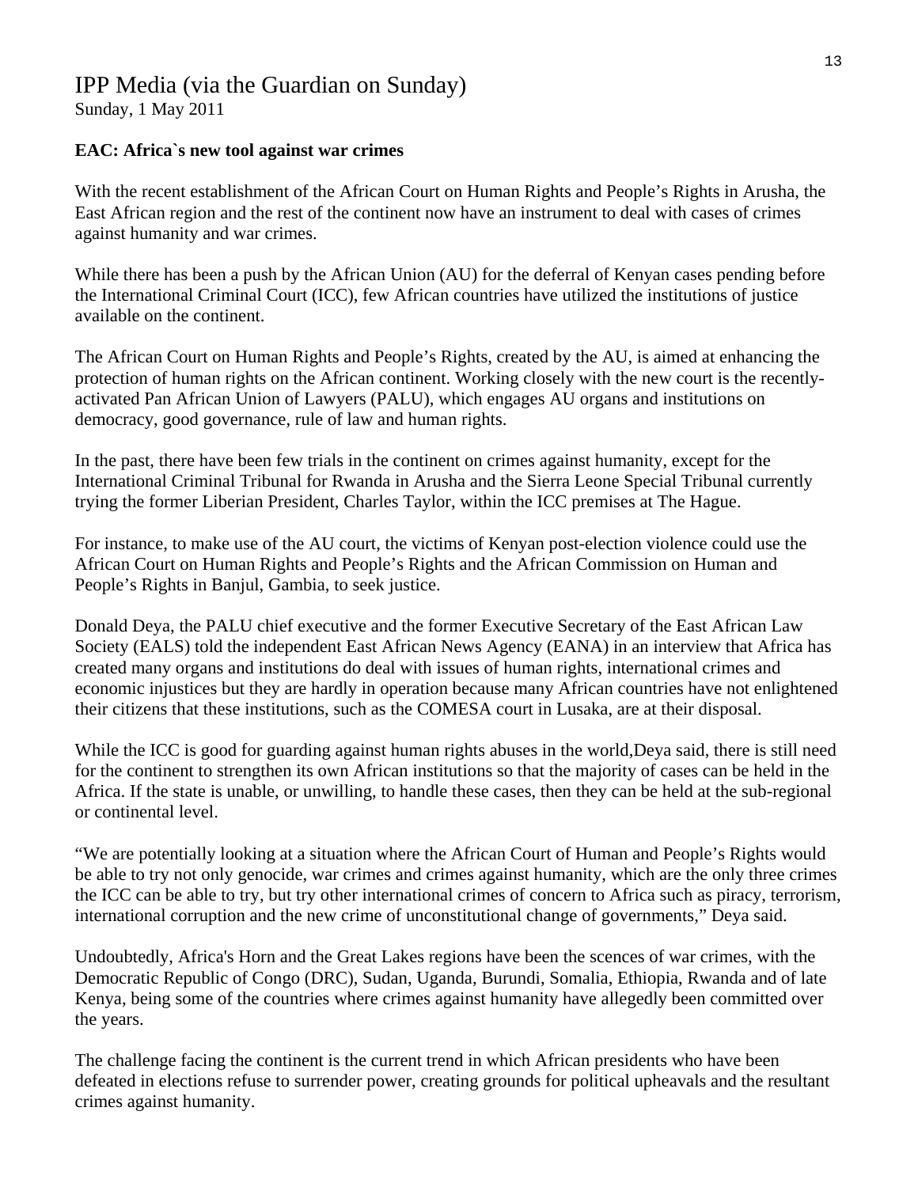# IPP Media (via the Guardian on Sunday)

Sunday, 1 May 2011

**EAC: Africa`s new tool against war crimes**

With the recent establishment of the African Court on Human Rights and People's Rights in Arusha, the East African region and the rest of the continent now have an instrument to deal with cases of crimes against humanity and war crimes.

While there has been a push by the African Union (AU) for the deferral of Kenyan cases pending before the International Criminal Court (ICC), few African countries have utilized the institutions of justice available on the continent.

The African Court on Human Rights and People's Rights, created by the AU, is aimed at enhancing the protection of human rights on the African continent. Working closely with the new court is the recently-activated Pan African Union of Lawyers (PALU), which engages AU organs and institutions on democracy, good governance, rule of law and human rights.

In the past, there have been few trials in the continent on crimes against humanity, except for the International Criminal Tribunal for Rwanda in Arusha and the Sierra Leone Special Tribunal currently trying the former Liberian President, Charles Taylor, within the ICC premises at The Hague.

For instance, to make use of the AU court, the victims of Kenyan post-election violence could use the African Court on Human Rights and People's Rights and the African Commission on Human and People's Rights in Banjul, Gambia, to seek justice.

Donald Deya, the PALU chief executive and the former Executive Secretary of the East African Law Society (EALS) told the independent East African News Agency (EANA) in an interview that Africa has created many organs and institutions do deal with issues of human rights, international crimes and economic injustices but they are hardly in operation because many African countries have not enlightened their citizens that these institutions, such as the COMESA court in Lusaka, are at their disposal.

While the ICC is good for guarding against human rights abuses in the world,Deya said, there is still need for the continent to strengthen its own African institutions so that the majority of cases can be held in the Africa. If the state is unable, or unwilling, to handle these cases, then they can be held at the sub-regional or continental level.

"We are potentially looking at a situation where the African Court of Human and People's Rights would be able to try not only genocide, war crimes and crimes against humanity, which are the only three crimes the ICC can be able to try, but try other international crimes of concern to Africa such as piracy, terrorism, international corruption and the new crime of unconstitutional change of governments," Deya said.

Undoubtedly, Africa's Horn and the Great Lakes regions have been the scences of war crimes, with the Democratic Republic of Congo (DRC), Sudan, Uganda, Burundi, Somalia, Ethiopia, Rwanda and of late Kenya, being some of the countries where crimes against humanity have allegedly been committed over the years.

The challenge facing the continent is the current trend in which African presidents who have been defeated in elections refuse to surrender power, creating grounds for political upheavals and the resultant crimes against humanity.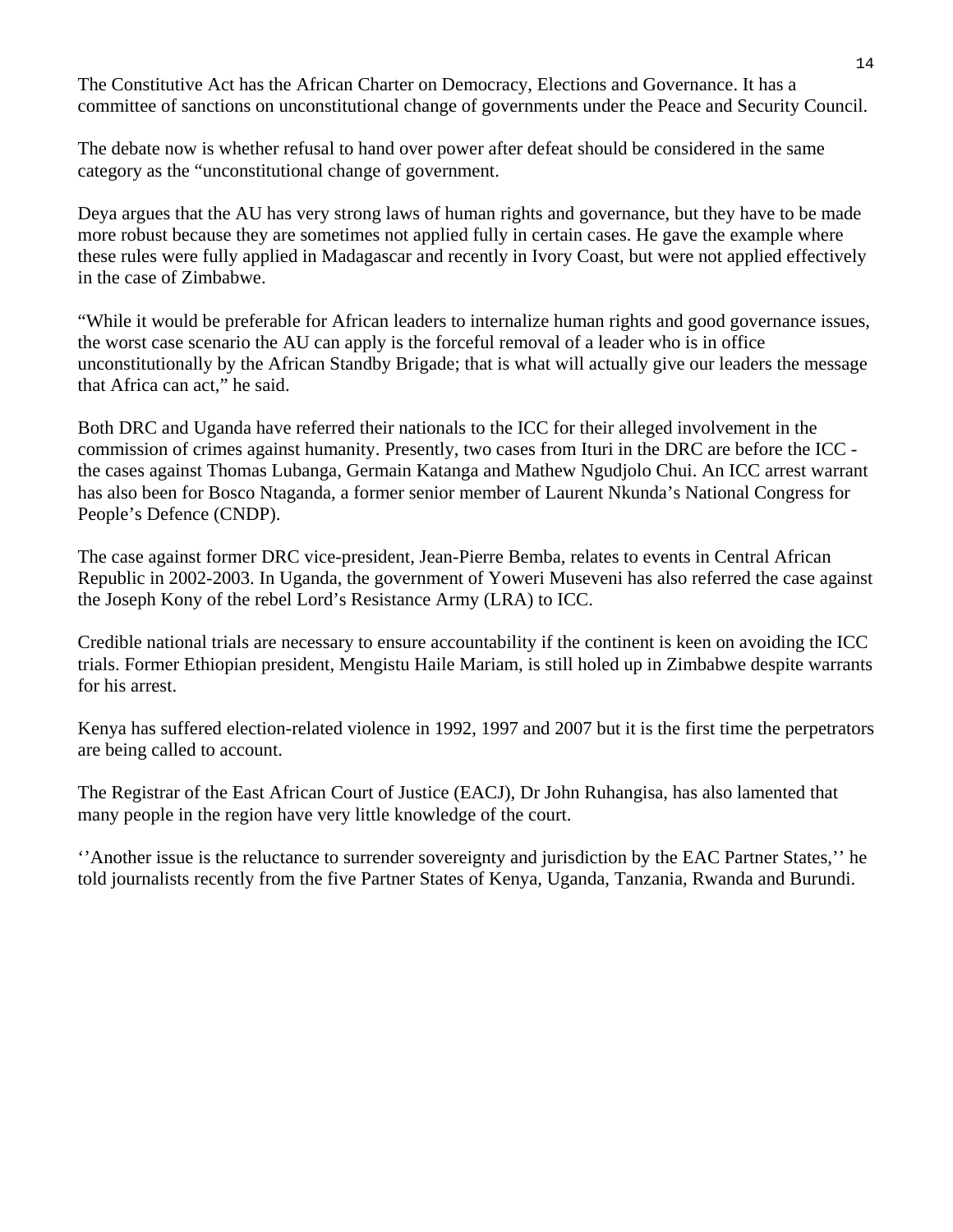The Constitutive Act has the African Charter on Democracy, Elections and Governance. It has a committee of sanctions on unconstitutional change of governments under the Peace and Security Council.

The debate now is whether refusal to hand over power after defeat should be considered in the same category as the "unconstitutional change of government.

Deya argues that the AU has very strong laws of human rights and governance, but they have to be made more robust because they are sometimes not applied fully in certain cases. He gave the example where these rules were fully applied in Madagascar and recently in Ivory Coast, but were not applied effectively in the case of Zimbabwe.

"While it would be preferable for African leaders to internalize human rights and good governance issues, the worst case scenario the AU can apply is the forceful removal of a leader who is in office unconstitutionally by the African Standby Brigade; that is what will actually give our leaders the message that Africa can act," he said.

Both DRC and Uganda have referred their nationals to the ICC for their alleged involvement in the commission of crimes against humanity. Presently, two cases from Ituri in the DRC are before the ICC - the cases against Thomas Lubanga, Germain Katanga and Mathew Ngudjolo Chui. An ICC arrest warrant has also been for Bosco Ntaganda, a former senior member of Laurent Nkunda's National Congress for People's Defence (CNDP).

The case against former DRC vice-president, Jean-Pierre Bemba, relates to events in Central African Republic in 2002-2003. In Uganda, the government of Yoweri Museveni has also referred the case against the Joseph Kony of the rebel Lord's Resistance Army (LRA) to ICC.

Credible national trials are necessary to ensure accountability if the continent is keen on avoiding the ICC trials. Former Ethiopian president, Mengistu Haile Mariam, is still holed up in Zimbabwe despite warrants for his arrest.

Kenya has suffered election-related violence in 1992, 1997 and 2007 but it is the first time the perpetrators are being called to account.

The Registrar of the East African Court of Justice (EACJ), Dr John Ruhangisa, has also lamented that many people in the region have very little knowledge of the court.

''Another issue is the reluctance to surrender sovereignty and jurisdiction by the EAC Partner States,'' he told journalists recently from the five Partner States of Kenya, Uganda, Tanzania, Rwanda and Burundi.